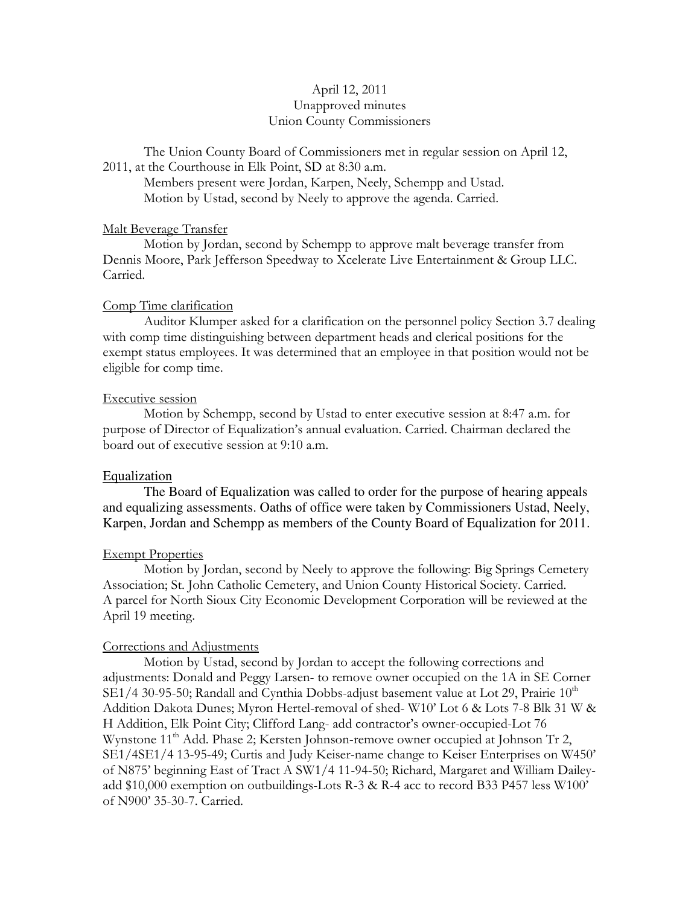April 12, 2011
Unapproved minutes
Union County Commissioners

The Union County Board of Commissioners met in regular session on April 12, 2011, at the Courthouse in Elk Point, SD at 8:30 a.m.

Members present were Jordan, Karpen, Neely, Schempp and Ustad.

Motion by Ustad, second by Neely to approve the agenda. Carried.

Malt Beverage Transfer

Motion by Jordan, second by Schempp to approve malt beverage transfer from Dennis Moore, Park Jefferson Speedway to Xcelerate Live Entertainment & Group LLC. Carried.

Comp Time clarification

Auditor Klumper asked for a clarification on the personnel policy Section 3.7 dealing with comp time distinguishing between department heads and clerical positions for the exempt status employees. It was determined that an employee in that position would not be eligible for comp time.

Executive session

Motion by Schempp, second by Ustad to enter executive session at 8:47 a.m. for purpose of Director of Equalization's annual evaluation. Carried. Chairman declared the board out of executive session at 9:10 a.m.

Equalization

The Board of Equalization was called to order for the purpose of hearing appeals and equalizing assessments. Oaths of office were taken by Commissioners Ustad, Neely, Karpen, Jordan and Schempp as members of the County Board of Equalization for 2011.

Exempt Properties

Motion by Jordan, second by Neely to approve the following: Big Springs Cemetery Association; St. John Catholic Cemetery, and Union County Historical Society. Carried. A parcel for North Sioux City Economic Development Corporation will be reviewed at the April 19 meeting.

Corrections and Adjustments

Motion by Ustad, second by Jordan to accept the following corrections and adjustments: Donald and Peggy Larsen- to remove owner occupied on the 1A in SE Corner SE1/4 30-95-50; Randall and Cynthia Dobbs-adjust basement value at Lot 29, Prairie 10th Addition Dakota Dunes; Myron Hertel-removal of shed- W10' Lot 6 & Lots 7-8 Blk 31 W & H Addition, Elk Point City; Clifford Lang- add contractor's owner-occupied-Lot 76 Wynstone 11th Add. Phase 2; Kersten Johnson-remove owner occupied at Johnson Tr 2, SE1/4SE1/4 13-95-49; Curtis and Judy Keiser-name change to Keiser Enterprises on W450' of N875' beginning East of Tract A SW1/4 11-94-50; Richard, Margaret and William Dailey-add $10,000 exemption on outbuildings-Lots R-3 & R-4 acc to record B33 P457 less W100' of N900' 35-30-7. Carried.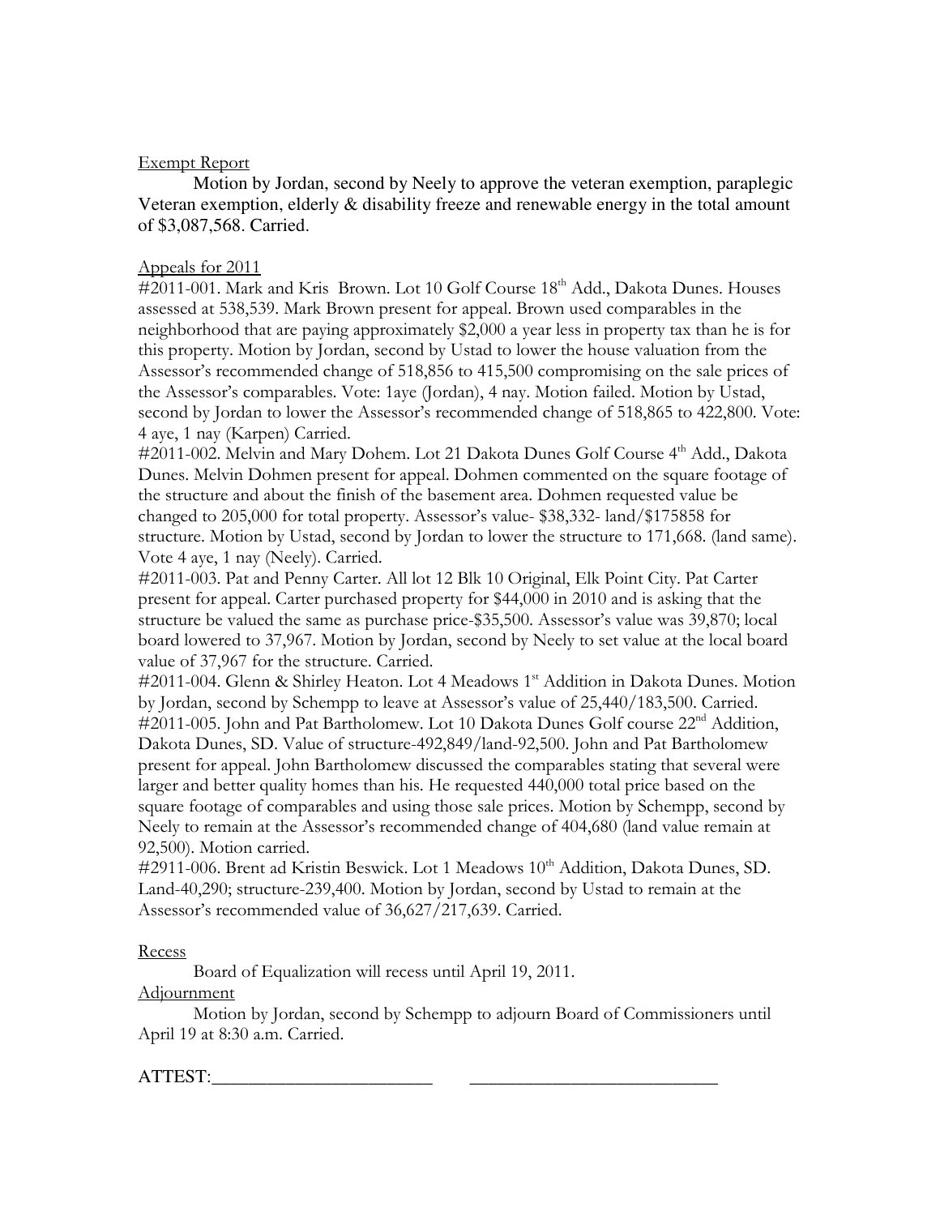Exempt Report

Motion by Jordan, second by Neely to approve the veteran exemption, paraplegic Veteran exemption, elderly & disability freeze and renewable energy in the total amount of $3,087,568. Carried.

Appeals for 2011

#2011-001. Mark and Kris Brown. Lot 10 Golf Course 18th Add., Dakota Dunes. Houses assessed at 538,539. Mark Brown present for appeal. Brown used comparables in the neighborhood that are paying approximately $2,000 a year less in property tax than he is for this property. Motion by Jordan, second by Ustad to lower the house valuation from the Assessor's recommended change of 518,856 to 415,500 compromising on the sale prices of the Assessor's comparables. Vote: 1aye (Jordan), 4 nay. Motion failed. Motion by Ustad, second by Jordan to lower the Assessor's recommended change of 518,865 to 422,800. Vote: 4 aye, 1 nay (Karpen) Carried.

#2011-002. Melvin and Mary Dohem. Lot 21 Dakota Dunes Golf Course 4th Add., Dakota Dunes. Melvin Dohmen present for appeal. Dohmen commented on the square footage of the structure and about the finish of the basement area. Dohmen requested value be changed to 205,000 for total property. Assessor's value- $38,332- land/$175858 for structure. Motion by Ustad, second by Jordan to lower the structure to 171,668. (land same). Vote 4 aye, 1 nay (Neely). Carried.

#2011-003. Pat and Penny Carter. All lot 12 Blk 10 Original, Elk Point City. Pat Carter present for appeal. Carter purchased property for $44,000 in 2010 and is asking that the structure be valued the same as purchase price-$35,500. Assessor's value was 39,870; local board lowered to 37,967. Motion by Jordan, second by Neely to set value at the local board value of 37,967 for the structure. Carried.

#2011-004. Glenn & Shirley Heaton. Lot 4 Meadows 1st Addition in Dakota Dunes. Motion by Jordan, second by Schempp to leave at Assessor's value of 25,440/183,500. Carried.

#2011-005. John and Pat Bartholomew. Lot 10 Dakota Dunes Golf course 22nd Addition, Dakota Dunes, SD. Value of structure-492,849/land-92,500. John and Pat Bartholomew present for appeal. John Bartholomew discussed the comparables stating that several were larger and better quality homes than his. He requested 440,000 total price based on the square footage of comparables and using those sale prices. Motion by Schempp, second by Neely to remain at the Assessor's recommended change of 404,680 (land value remain at 92,500). Motion carried.

#2911-006. Brent ad Kristin Beswick. Lot 1 Meadows 10th Addition, Dakota Dunes, SD. Land-40,290; structure-239,400. Motion by Jordan, second by Ustad to remain at the Assessor's recommended value of 36,627/217,639. Carried.

Recess

Board of Equalization will recess until April 19, 2011.

Adjournment

Motion by Jordan, second by Schempp to adjourn Board of Commissioners until April 19 at 8:30 a.m. Carried.

ATTEST:________________________ ___________________________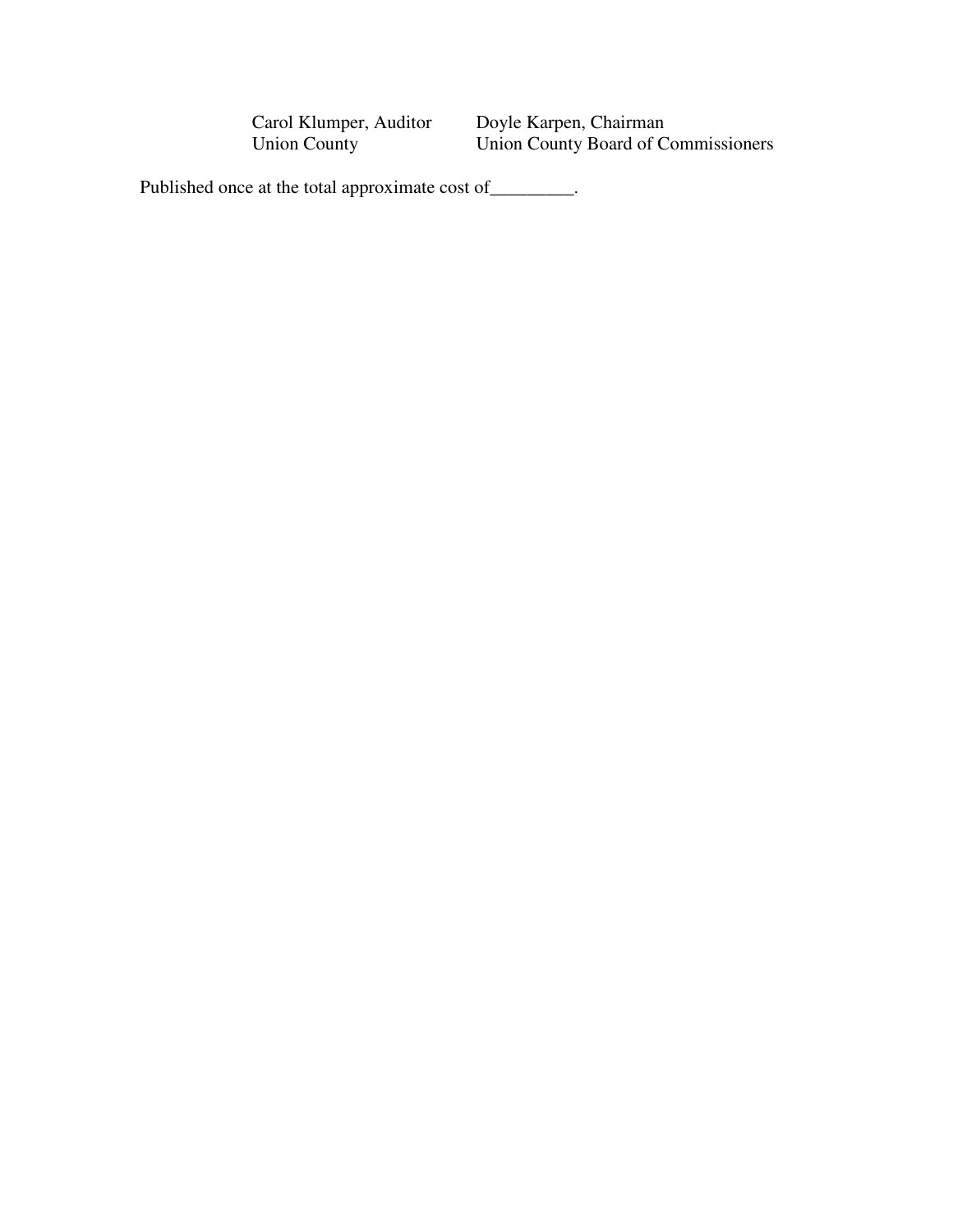| | |
|---|---|
| Carol Klumper, Auditor | Doyle Karpen, Chairman |
| Union County | Union County Board of Commissioners |

Published once at the total approximate cost of_________.